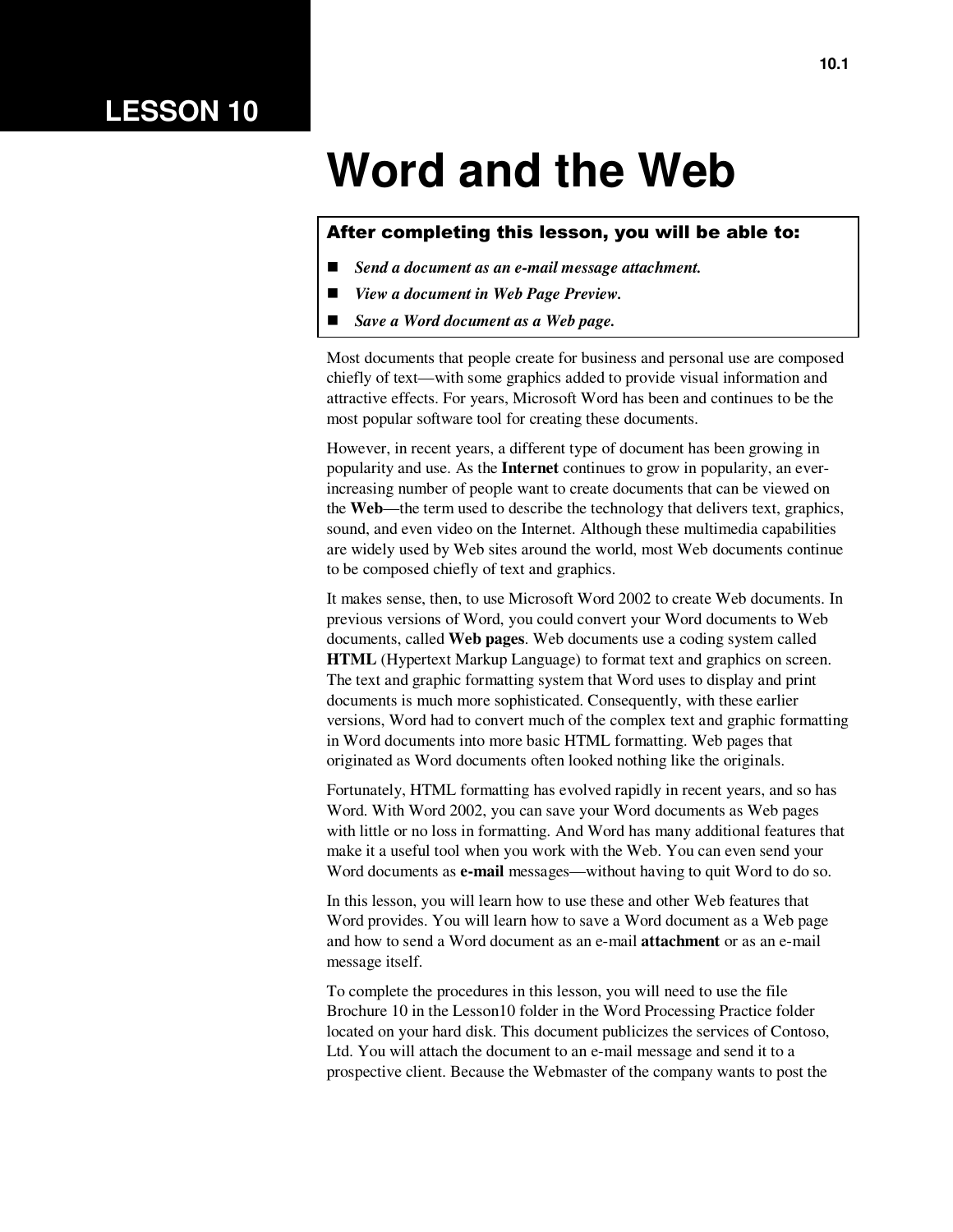LESSON 10

# Word and the Web

**After completing this lesson, you will be able to:**

- ***Send a document as an e-mail message attachment.***
- ***View a document in Web Page Preview.***
- ***Save a Word document as a Web page.***

Most documents that people create for business and personal use are composed chiefly of text—with some graphics added to provide visual information and attractive effects. For years, Microsoft Word has been and continues to be the most popular software tool for creating these documents.

However, in recent years, a different type of document has been growing in popularity and use. As the **Internet** continues to grow in popularity, an ever-increasing number of people want to create documents that can be viewed on the **Web**—the term used to describe the technology that delivers text, graphics, sound, and even video on the Internet. Although these multimedia capabilities are widely used by Web sites around the world, most Web documents continue to be composed chiefly of text and graphics.

It makes sense, then, to use Microsoft Word 2002 to create Web documents. In previous versions of Word, you could convert your Word documents to Web documents, called **Web pages**. Web documents use a coding system called **HTML** (Hypertext Markup Language) to format text and graphics on screen. The text and graphic formatting system that Word uses to display and print documents is much more sophisticated. Consequently, with these earlier versions, Word had to convert much of the complex text and graphic formatting in Word documents into more basic HTML formatting. Web pages that originated as Word documents often looked nothing like the originals.

Fortunately, HTML formatting has evolved rapidly in recent years, and so has Word. With Word 2002, you can save your Word documents as Web pages with little or no loss in formatting. And Word has many additional features that make it a useful tool when you work with the Web. You can even send your Word documents as **e-mail** messages—without having to quit Word to do so.

In this lesson, you will learn how to use these and other Web features that Word provides. You will learn how to save a Word document as a Web page and how to send a Word document as an e-mail **attachment** or as an e-mail message itself.

To complete the procedures in this lesson, you will need to use the file Brochure 10 in the Lesson10 folder in the Word Processing Practice folder located on your hard disk. This document publicizes the services of Contoso, Ltd. You will attach the document to an e-mail message and send it to a prospective client. Because the Webmaster of the company wants to post the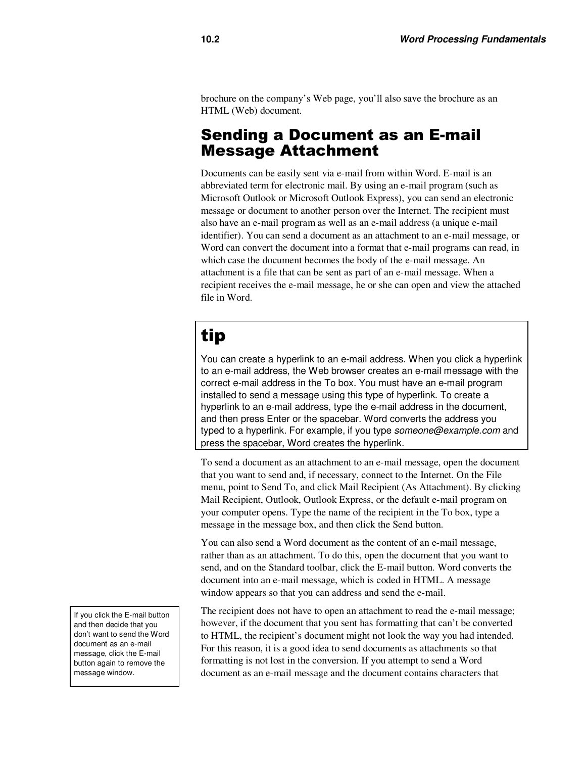brochure on the company's Web page, you'll also save the brochure as an HTML (Web) document.

## Sending a Document as an E-mail Message Attachment

Documents can be easily sent via e-mail from within Word. E-mail is an abbreviated term for electronic mail. By using an e-mail program (such as Microsoft Outlook or Microsoft Outlook Express), you can send an electronic message or document to another person over the Internet. The recipient must also have an e-mail program as well as an e-mail address (a unique e-mail identifier). You can send a document as an attachment to an e-mail message, or Word can convert the document into a format that e-mail programs can read, in which case the document becomes the body of the e-mail message. An attachment is a file that can be sent as part of an e-mail message. When a recipient receives the e-mail message, he or she can open and view the attached file in Word.

> **tip**
>
> You can create a hyperlink to an e-mail address. When you click a hyperlink to an e-mail address, the Web browser creates an e-mail message with the correct e-mail address in the To box. You must have an e-mail program installed to send a message using this type of hyperlink. To create a hyperlink to an e-mail address, type the e-mail address in the document, and then press Enter or the spacebar. Word converts the address you typed to a hyperlink. For example, if you type *someone@example.com* and press the spacebar, Word creates the hyperlink.

To send a document as an attachment to an e-mail message, open the document that you want to send and, if necessary, connect to the Internet. On the File menu, point to Send To, and click Mail Recipient (As Attachment). By clicking Mail Recipient, Outlook, Outlook Express, or the default e-mail program on your computer opens. Type the name of the recipient in the To box, type a message in the message box, and then click the Send button.

You can also send a Word document as the content of an e-mail message, rather than as an attachment. To do this, open the document that you want to send, and on the Standard toolbar, click the E-mail button. Word converts the document into an e-mail message, which is coded in HTML. A message window appears so that you can address and send the e-mail.

> If you click the E-mail button and then decide that you don't want to send the Word document as an e-mail message, click the E-mail button again to remove the message window.

The recipient does not have to open an attachment to read the e-mail message; however, if the document that you sent has formatting that can't be converted to HTML, the recipient's document might not look the way you had intended. For this reason, it is a good idea to send documents as attachments so that formatting is not lost in the conversion. If you attempt to send a Word document as an e-mail message and the document contains characters that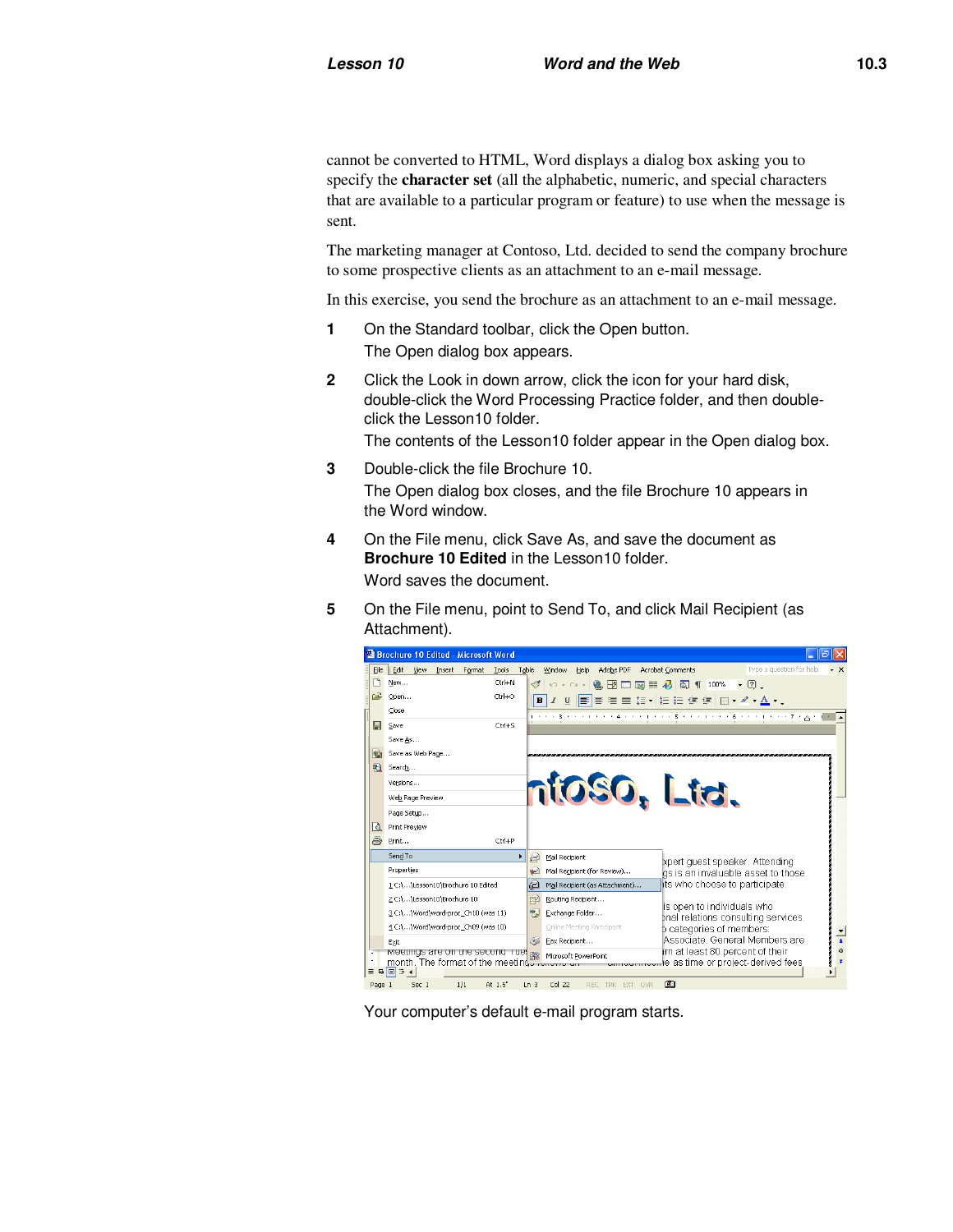cannot be converted to HTML, Word displays a dialog box asking you to specify the **character set** (all the alphabetic, numeric, and special characters that are available to a particular program or feature) to use when the message is sent.

The marketing manager at Contoso, Ltd. decided to send the company brochure to some prospective clients as an attachment to an e-mail message.

In this exercise, you send the brochure as an attachment to an e-mail message.

1. On the Standard toolbar, click the Open button.
   The Open dialog box appears.
2. Click the Look in down arrow, click the icon for your hard disk, double-click the Word Processing Practice folder, and then double-click the Lesson10 folder.
   The contents of the Lesson10 folder appear in the Open dialog box.
3. Double-click the file Brochure 10.
   The Open dialog box closes, and the file Brochure 10 appears in the Word window.
4. On the File menu, click Save As, and save the document as **Brochure 10 Edited** in the Lesson10 folder.
   Word saves the document.
5. On the File menu, point to Send To, and click Mail Recipient (as Attachment).

   Your computer's default e-mail program starts.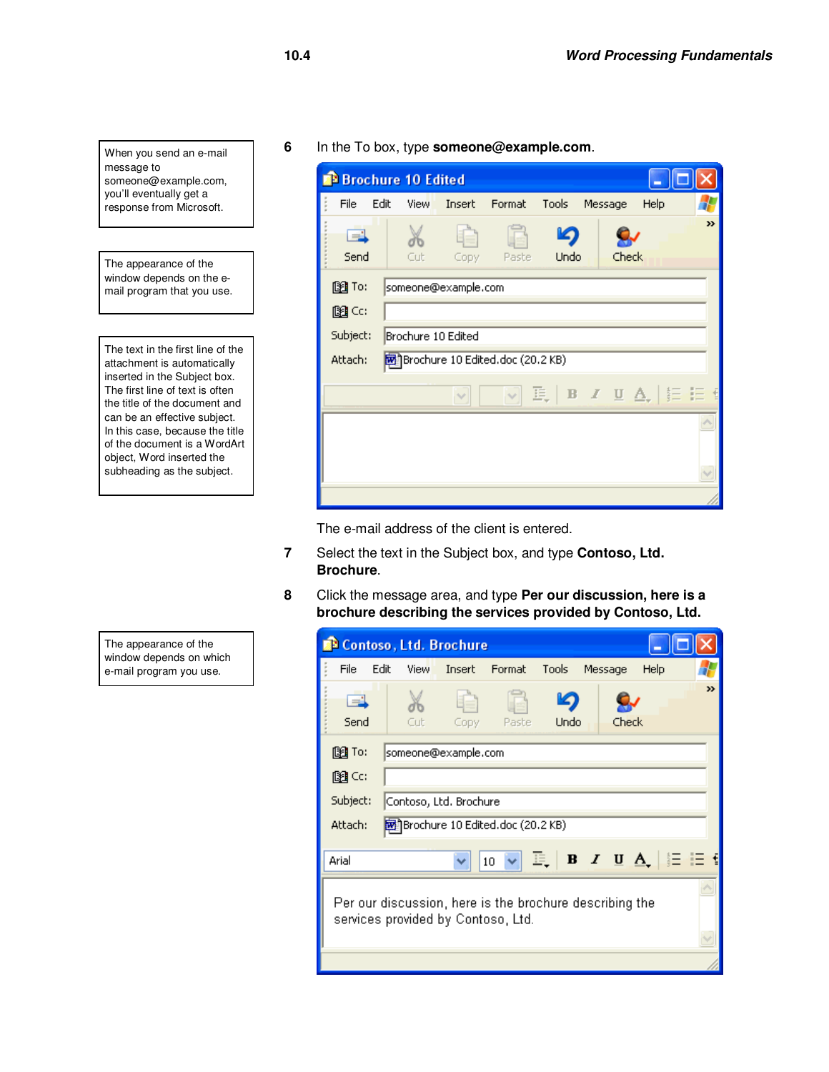6 In the To box, type **someone@example.com**.

The e-mail address of the client is entered.

7 Select the text in the Subject box, and type **Contoso, Ltd. Brochure**.

8 Click the message area, and type **Per our discussion, here is a brochure describing the services provided by Contoso, Ltd.**

> When you send an e-mail message to someone@example.com, you'll eventually get a response from Microsoft.

> The appearance of the window depends on the e-mail program that you use.

> The text in the first line of the attachment is automatically inserted in the Subject box. The first line of text is often the title of the document and can be an effective subject. In this case, because the title of the document is a WordArt object, Word inserted the subheading as the subject.

> The appearance of the window depends on which e-mail program you use.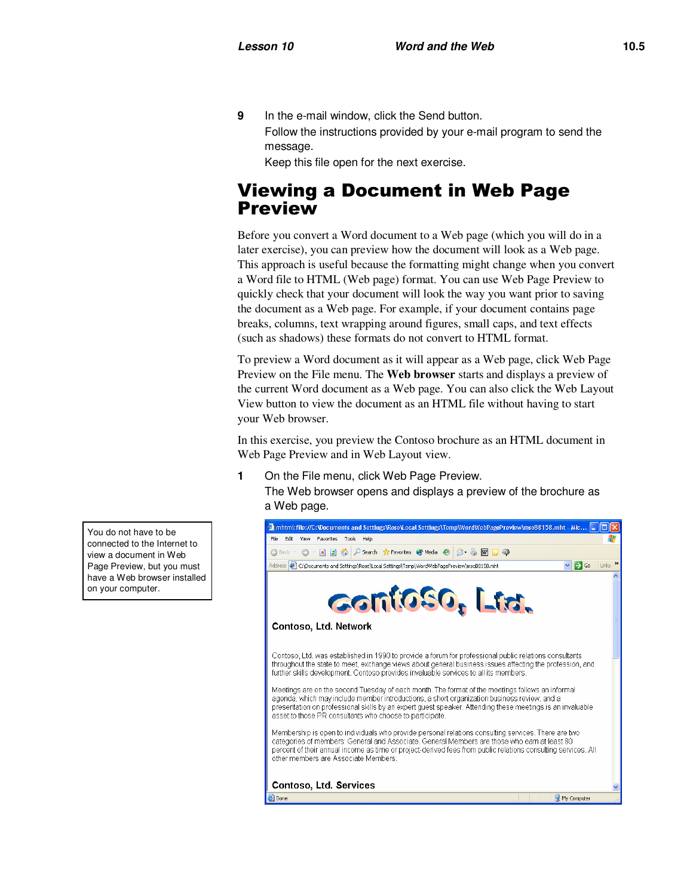**9** In the e-mail window, click the Send button.

Follow the instructions provided by your e-mail program to send the message.

Keep this file open for the next exercise.

## Viewing a Document in Web Page Preview

Before you convert a Word document to a Web page (which you will do in a later exercise), you can preview how the document will look as a Web page. This approach is useful because the formatting might change when you convert a Word file to HTML (Web page) format. You can use Web Page Preview to quickly check that your document will look the way you want prior to saving the document as a Web page. For example, if your document contains page breaks, columns, text wrapping around figures, small caps, and text effects (such as shadows) these formats do not convert to HTML format.

To preview a Word document as it will appear as a Web page, click Web Page Preview on the File menu. The **Web browser** starts and displays a preview of the current Word document as a Web page. You can also click the Web Layout View button to view the document as an HTML file without having to start your Web browser.

In this exercise, you preview the Contoso brochure as an HTML document in Web Page Preview and in Web Layout view.

> You do not have to be connected to the Internet to view a document in Web Page Preview, but you must have a Web browser installed on your computer.

**1** On the File menu, click Web Page Preview.

The Web browser opens and displays a preview of the brochure as a Web page.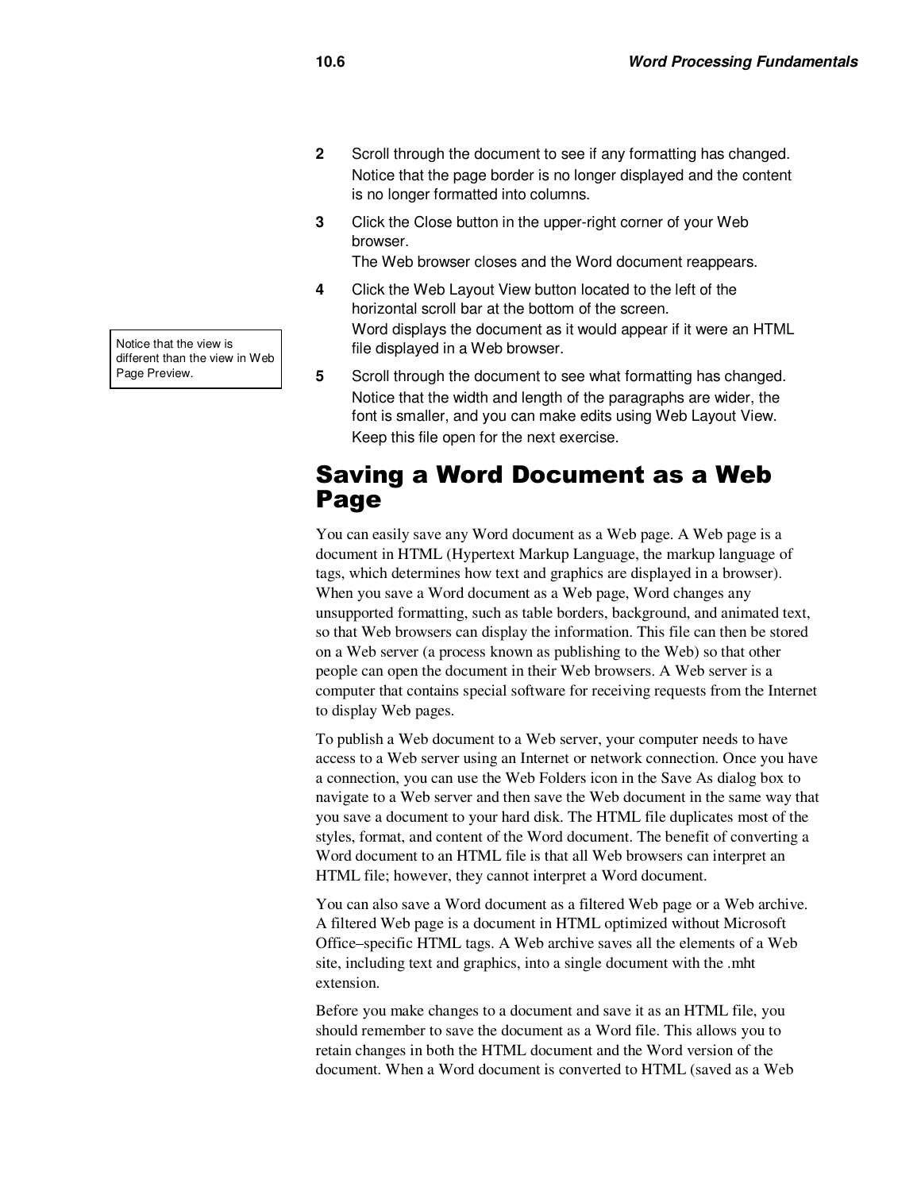2 Scroll through the document to see if any formatting has changed.
Notice that the page border is no longer displayed and the content is no longer formatted into columns.

3 Click the Close button in the upper-right corner of your Web browser.
The Web browser closes and the Word document reappears.

4 Click the Web Layout View button located to the left of the horizontal scroll bar at the bottom of the screen.
Word displays the document as it would appear if it were an HTML file displayed in a Web browser.

> Notice that the view is different than the view in Web Page Preview.

5 Scroll through the document to see what formatting has changed.
Notice that the width and length of the paragraphs are wider, the font is smaller, and you can make edits using Web Layout View.
Keep this file open for the next exercise.

## Saving a Word Document as a Web Page

You can easily save any Word document as a Web page. A Web page is a document in HTML (Hypertext Markup Language, the markup language of tags, which determines how text and graphics are displayed in a browser). When you save a Word document as a Web page, Word changes any unsupported formatting, such as table borders, background, and animated text, so that Web browsers can display the information. This file can then be stored on a Web server (a process known as publishing to the Web) so that other people can open the document in their Web browsers. A Web server is a computer that contains special software for receiving requests from the Internet to display Web pages.

To publish a Web document to a Web server, your computer needs to have access to a Web server using an Internet or network connection. Once you have a connection, you can use the Web Folders icon in the Save As dialog box to navigate to a Web server and then save the Web document in the same way that you save a document to your hard disk. The HTML file duplicates most of the styles, format, and content of the Word document. The benefit of converting a Word document to an HTML file is that all Web browsers can interpret an HTML file; however, they cannot interpret a Word document.

You can also save a Word document as a filtered Web page or a Web archive. A filtered Web page is a document in HTML optimized without Microsoft Office–specific HTML tags. A Web archive saves all the elements of a Web site, including text and graphics, into a single document with the .mht extension.

Before you make changes to a document and save it as an HTML file, you should remember to save the document as a Word file. This allows you to retain changes in both the HTML document and the Word version of the document. When a Word document is converted to HTML (saved as a Web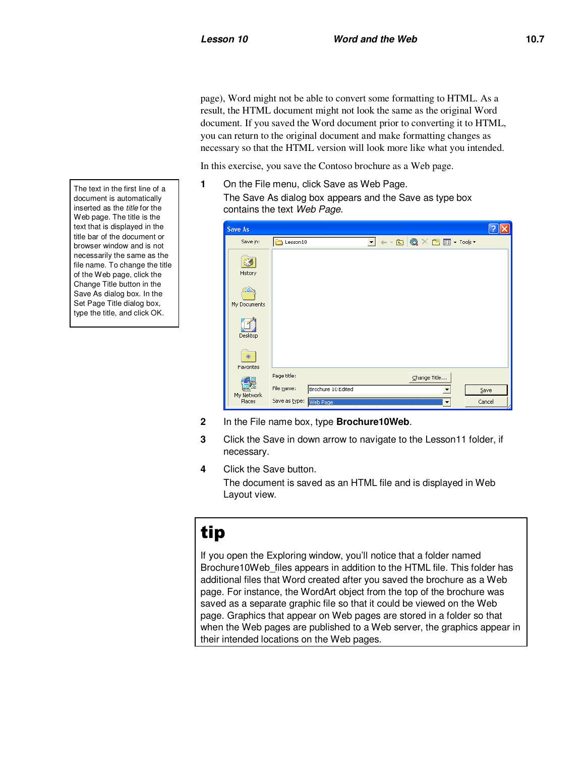page), Word might not be able to convert some formatting to HTML. As a result, the HTML document might not look the same as the original Word document. If you saved the Word document prior to converting it to HTML, you can return to the original document and make formatting changes as necessary so that the HTML version will look more like what you intended.

In this exercise, you save the Contoso brochure as a Web page.

> The text in the first line of a document is automatically inserted as the *title* for the Web page. The title is the text that is displayed in the title bar of the document or browser window and is not necessarily the same as the file name. To change the title of the Web page, click the Change Title button in the Save As dialog box. In the Set Page Title dialog box, type the title, and click OK.

**1** On the File menu, click Save as Web Page.
The Save As dialog box appears and the Save as type box contains the text *Web Page*.

**2** In the File name box, type **Brochure10Web**.

**3** Click the Save in down arrow to navigate to the Lesson11 folder, if necessary.

**4** Click the Save button.
The document is saved as an HTML file and is displayed in Web Layout view.

## tip

If you open the Exploring window, you'll notice that a folder named Brochure10Web_files appears in addition to the HTML file. This folder has additional files that Word created after you saved the brochure as a Web page. For instance, the WordArt object from the top of the brochure was saved as a separate graphic file so that it could be viewed on the Web page. Graphics that appear on Web pages are stored in a folder so that when the Web pages are published to a Web server, the graphics appear in their intended locations on the Web pages.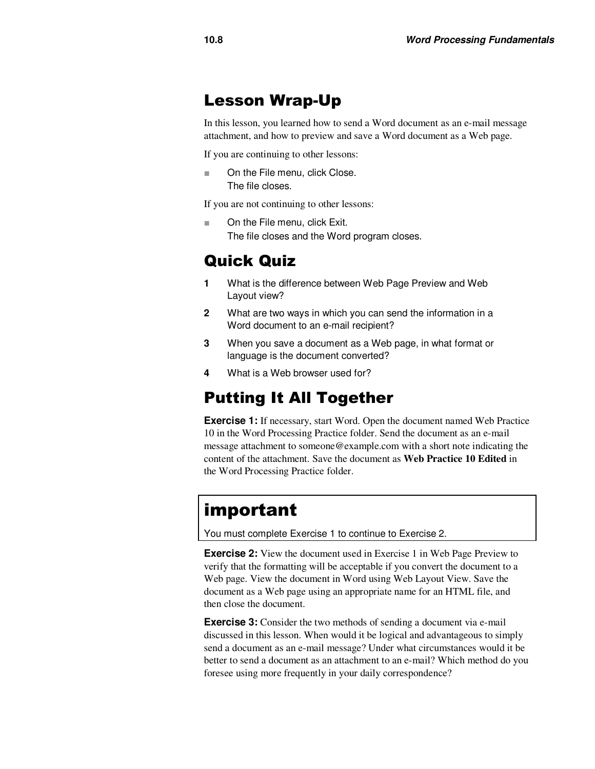## Lesson Wrap-Up

In this lesson, you learned how to send a Word document as an e-mail message attachment, and how to preview and save a Word document as a Web page.

If you are continuing to other lessons:

- On the File menu, click Close.
  The file closes.

If you are not continuing to other lessons:

- On the File menu, click Exit.
  The file closes and the Word program closes.

## Quick Quiz

1. What is the difference between Web Page Preview and Web Layout view?
2. What are two ways in which you can send the information in a Word document to an e-mail recipient?
3. When you save a document as a Web page, in what format or language is the document converted?
4. What is a Web browser used for?

## Putting It All Together

**Exercise 1:** If necessary, start Word. Open the document named Web Practice 10 in the Word Processing Practice folder. Send the document as an e-mail message attachment to someone@example.com with a short note indicating the content of the attachment. Save the document as **Web Practice 10 Edited** in the Word Processing Practice folder.

> **important**
>
> You must complete Exercise 1 to continue to Exercise 2.

**Exercise 2:** View the document used in Exercise 1 in Web Page Preview to verify that the formatting will be acceptable if you convert the document to a Web page. View the document in Word using Web Layout View. Save the document as a Web page using an appropriate name for an HTML file, and then close the document.

**Exercise 3:** Consider the two methods of sending a document via e-mail discussed in this lesson. When would it be logical and advantageous to simply send a document as an e-mail message? Under what circumstances would it be better to send a document as an attachment to an e-mail? Which method do you foresee using more frequently in your daily correspondence?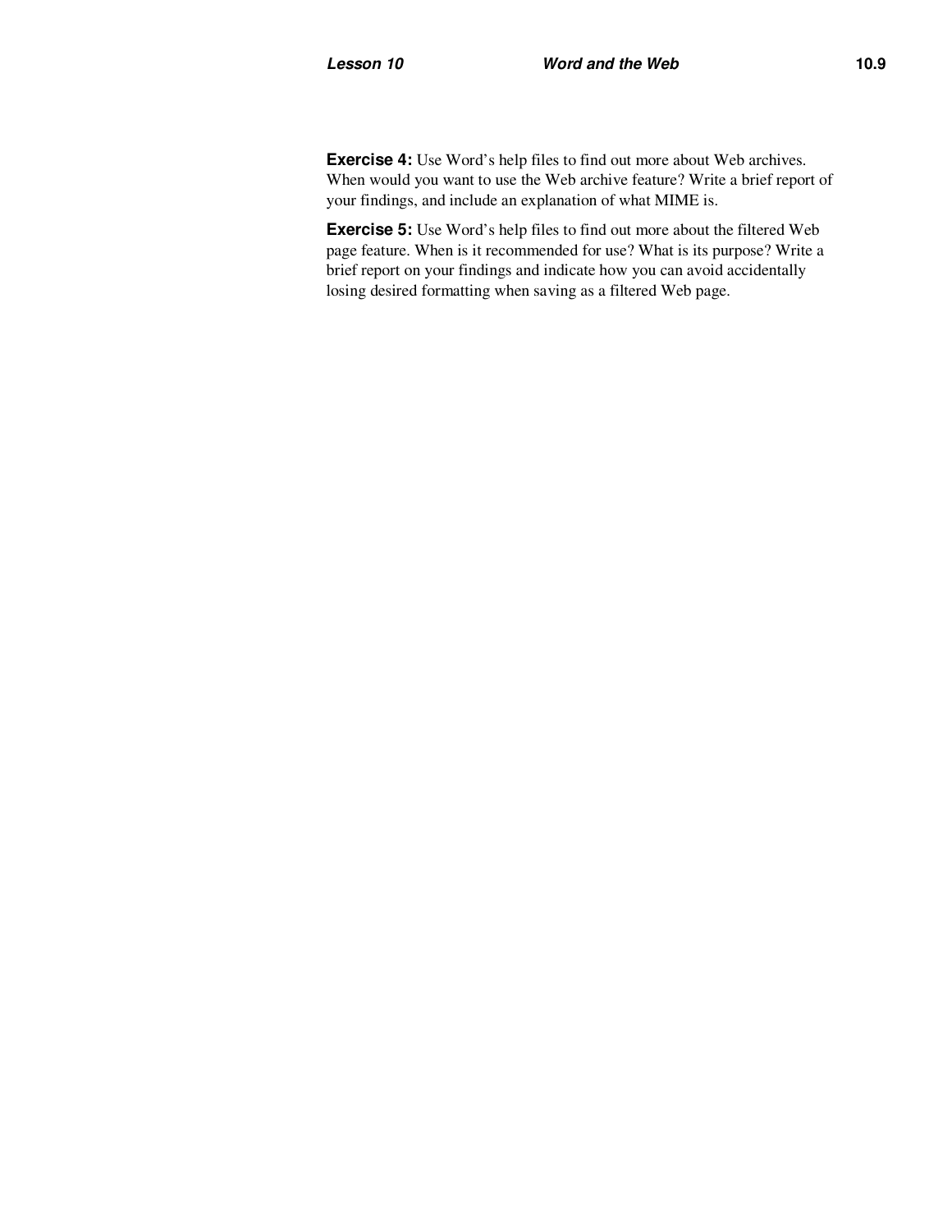**Exercise 4:** Use Word's help files to find out more about Web archives. When would you want to use the Web archive feature? Write a brief report of your findings, and include an explanation of what MIME is.

**Exercise 5:** Use Word's help files to find out more about the filtered Web page feature. When is it recommended for use? What is its purpose? Write a brief report on your findings and indicate how you can avoid accidentally losing desired formatting when saving as a filtered Web page.